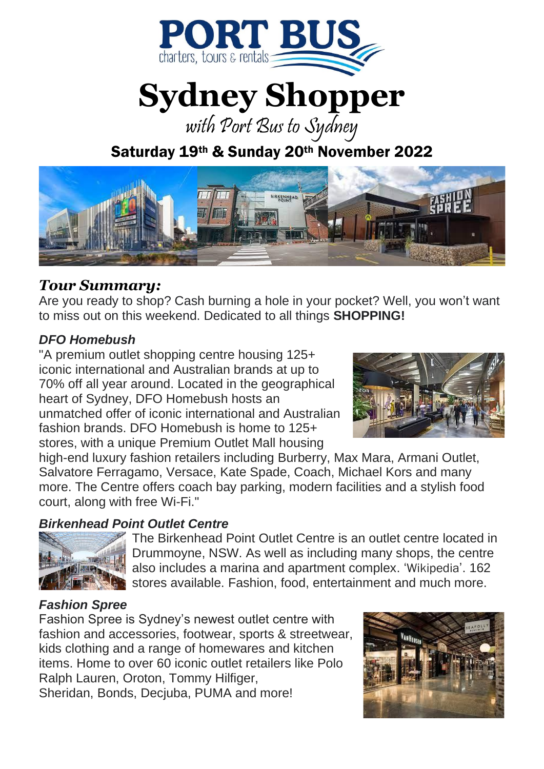PORT BUS
charters, tours & rentals

# Sydney Shopper

*with Port Bus to Sydney*

## Saturday 19th & Sunday 20th November 2022

### *Tour Summary:*

Are you ready to shop? Cash burning a hole in your pocket? Well, you won't want to miss out on this weekend. Dedicated to all things **SHOPPING!**

***DFO Homebush***

"A premium outlet shopping centre housing 125+ iconic international and Australian brands at up to 70% off all year around. Located in the geographical heart of Sydney, DFO Homebush hosts an unmatched offer of iconic international and Australian fashion brands. DFO Homebush is home to 125+ stores, with a unique Premium Outlet Mall housing high-end luxury fashion retailers including Burberry, Max Mara, Armani Outlet, Salvatore Ferragamo, Versace, Kate Spade, Coach, Michael Kors and many more. The Centre offers coach bay parking, modern facilities and a stylish food court, along with free Wi-Fi."

***Birkenhead Point Outlet Centre***

The Birkenhead Point Outlet Centre is an outlet centre located in Drummoyne, NSW. As well as including many shops, the centre also includes a marina and apartment complex. 'Wikipedia'. 162 stores available. Fashion, food, entertainment and much more.

***Fashion Spree***

Fashion Spree is Sydney's newest outlet centre with fashion and accessories, footwear, sports & streetwear, kids clothing and a range of homewares and kitchen items. Home to over 60 iconic outlet retailers like Polo Ralph Lauren, Oroton, Tommy Hilfiger, Sheridan, Bonds, Decjuba, PUMA and more!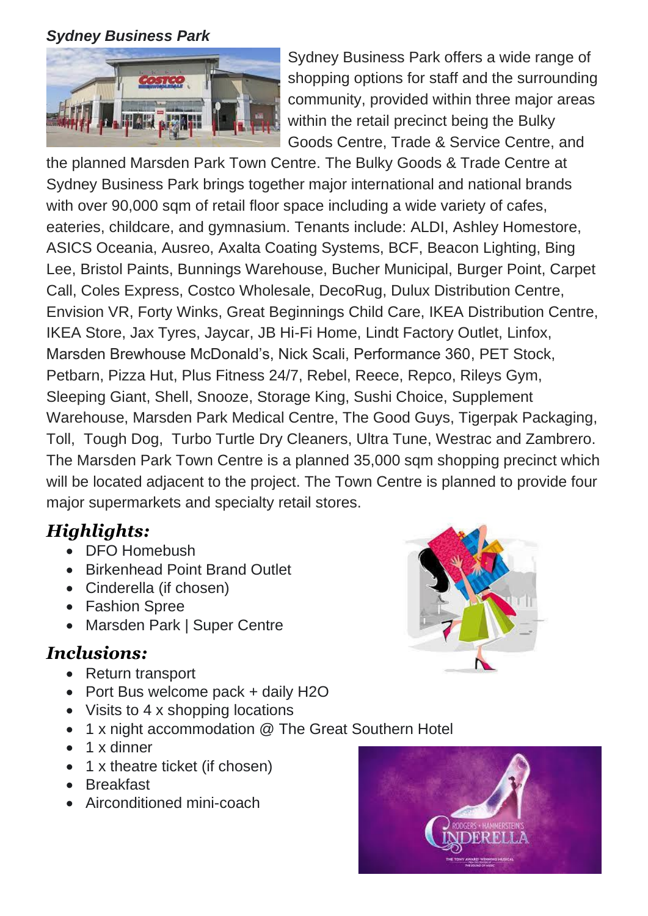***Sydney Business Park***

Sydney Business Park offers a wide range of shopping options for staff and the surrounding community, provided within three major areas within the retail precinct being the Bulky Goods Centre, Trade & Service Centre, and the planned Marsden Park Town Centre. The Bulky Goods & Trade Centre at Sydney Business Park brings together major international and national brands with over 90,000 sqm of retail floor space including a wide variety of cafes, eateries, childcare, and gymnasium. Tenants include: ALDI, Ashley Homestore, ASICS Oceania, Ausreo, Axalta Coating Systems, BCF, Beacon Lighting, Bing Lee, Bristol Paints, Bunnings Warehouse, Bucher Municipal, Burger Point, Carpet Call, Coles Express, Costco Wholesale, DecoRug, Dulux Distribution Centre, Envision VR, Forty Winks, Great Beginnings Child Care, IKEA Distribution Centre, IKEA Store, Jax Tyres, Jaycar, JB Hi-Fi Home, Lindt Factory Outlet, Linfox, Marsden Brewhouse McDonald's, Nick Scali, Performance 360, PET Stock, Petbarn, Pizza Hut, Plus Fitness 24/7, Rebel, Reece, Repco, Rileys Gym, Sleeping Giant, Shell, Snooze, Storage King, Sushi Choice, Supplement Warehouse, Marsden Park Medical Centre, The Good Guys, Tigerpak Packaging, Toll, Tough Dog, Turbo Turtle Dry Cleaners, Ultra Tune, Westrac and Zambrero. The Marsden Park Town Centre is a planned 35,000 sqm shopping precinct which will be located adjacent to the project. The Town Centre is planned to provide four major supermarkets and specialty retail stores.

## *Highlights:*

- DFO Homebush
- Birkenhead Point Brand Outlet
- Cinderella (if chosen)
- Fashion Spree
- Marsden Park | Super Centre

## *Inclusions:*

- Return transport
- Port Bus welcome pack + daily H2O
- Visits to 4 x shopping locations
- 1 x night accommodation @ The Great Southern Hotel
- 1 x dinner
- 1 x theatre ticket (if chosen)
- Breakfast
- Airconditioned mini-coach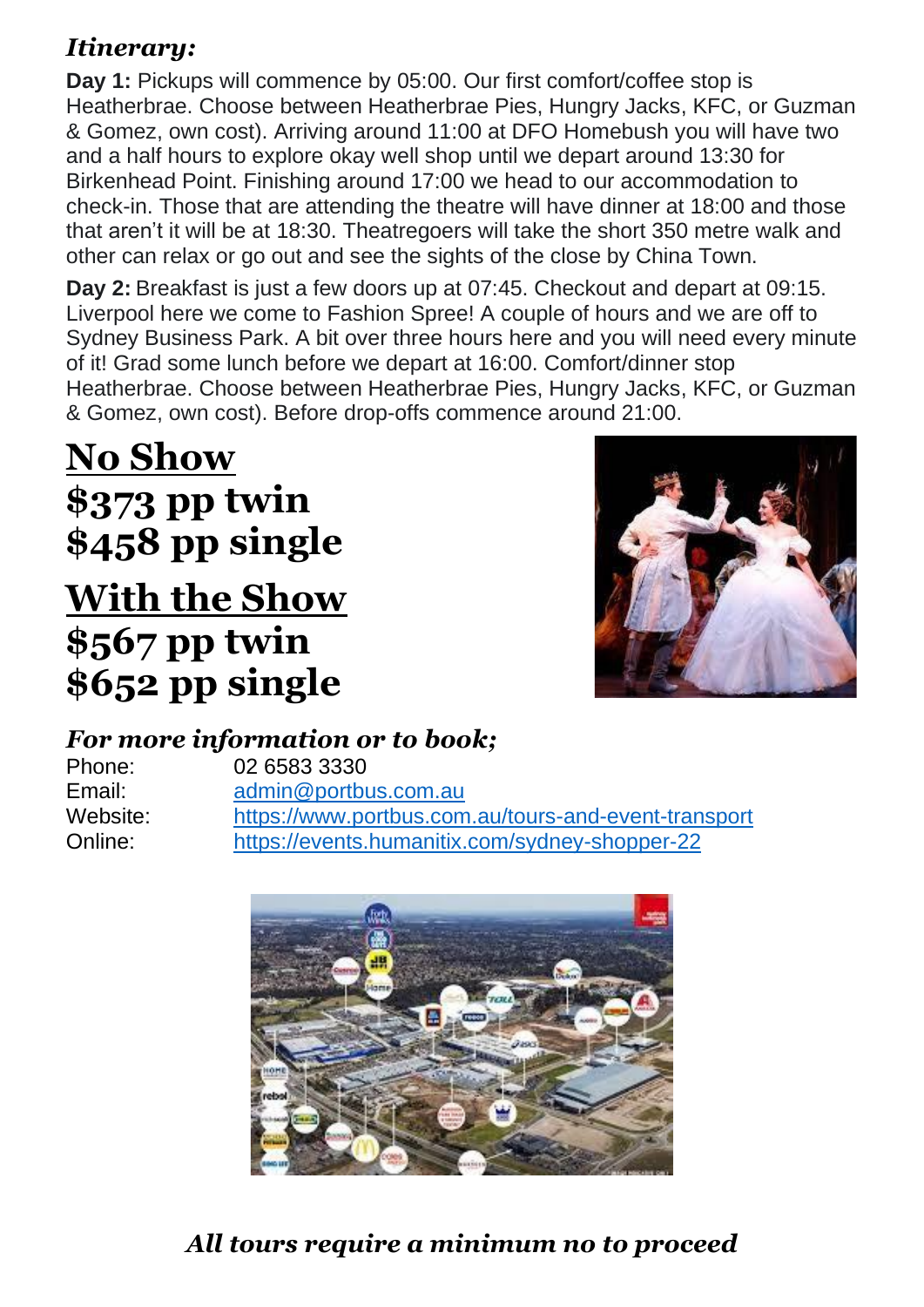***Itinerary:***

**Day 1:** Pickups will commence by 05:00. Our first comfort/coffee stop is Heatherbrae. Choose between Heatherbrae Pies, Hungry Jacks, KFC, or Guzman & Gomez, own cost). Arriving around 11:00 at DFO Homebush you will have two and a half hours to explore okay well shop until we depart around 13:30 for Birkenhead Point. Finishing around 17:00 we head to our accommodation to check-in. Those that are attending the theatre will have dinner at 18:00 and those that aren't it will be at 18:30. Theatregoers will take the short 350 metre walk and other can relax or go out and see the sights of the close by China Town.

**Day 2:** Breakfast is just a few doors up at 07:45. Checkout and depart at 09:15. Liverpool here we come to Fashion Spree! A couple of hours and we are off to Sydney Business Park. A bit over three hours here and you will need every minute of it! Grad some lunch before we depart at 16:00. Comfort/dinner stop Heatherbrae. Choose between Heatherbrae Pies, Hungry Jacks, KFC, or Guzman & Gomez, own cost). Before drop-offs commence around 21:00.

## No Show

**$373 pp twin**
**$458 pp single**

## With the Show

**$567 pp twin**
**$652 pp single**

***For more information or to book;***

Phone: 02 6583 3330
Email: admin@portbus.com.au
Website: https://www.portbus.com.au/tours-and-event-transport
Online: https://events.humanitix.com/sydney-shopper-22

***All tours require a minimum no to proceed***